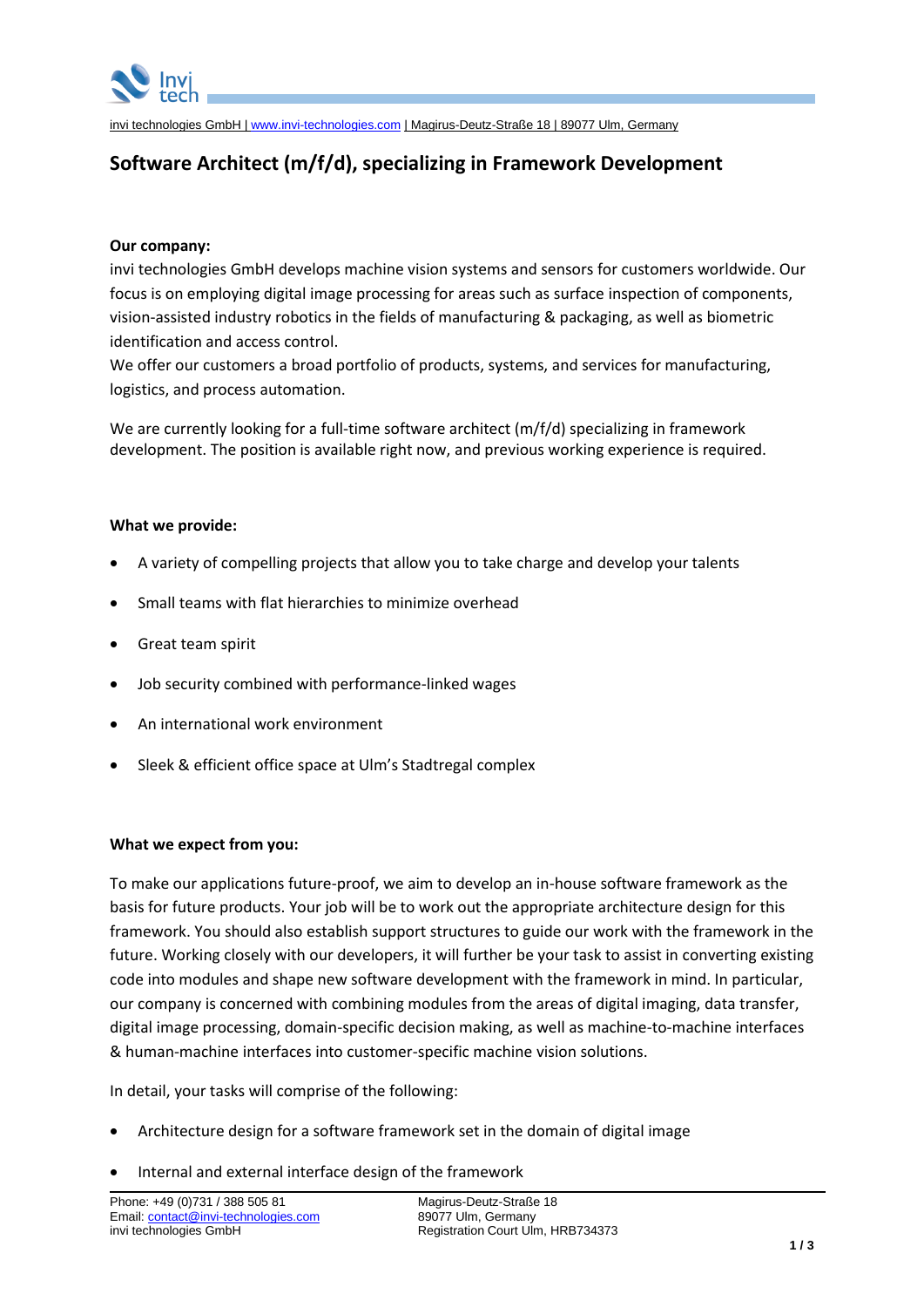invi technologies GmbH | www.invi-technologies.com | Magirus-Deutz-Straße 18 | 89077 Ulm, Germany

# Software Architect (m/f/d), specializing in Framework Development

**Our company:**

invi technologies GmbH develops machine vision systems and sensors for customers worldwide. Our focus is on employing digital image processing for areas such as surface inspection of components, vision-assisted industry robotics in the fields of manufacturing & packaging, as well as biometric identification and access control.

We offer our customers a broad portfolio of products, systems, and services for manufacturing, logistics, and process automation.

We are currently looking for a full-time software architect (m/f/d) specializing in framework development. The position is available right now, and previous working experience is required.

**What we provide:**

- A variety of compelling projects that allow you to take charge and develop your talents
- Small teams with flat hierarchies to minimize overhead
- Great team spirit
- Job security combined with performance-linked wages
- An international work environment
- Sleek & efficient office space at Ulm's Stadtregal complex

**What we expect from you:**

To make our applications future-proof, we aim to develop an in-house software framework as the basis for future products. Your job will be to work out the appropriate architecture design for this framework. You should also establish support structures to guide our work with the framework in the future. Working closely with our developers, it will further be your task to assist in converting existing code into modules and shape new software development with the framework in mind. In particular, our company is concerned with combining modules from the areas of digital imaging, data transfer, digital image processing, domain-specific decision making, as well as machine-to-machine interfaces & human-machine interfaces into customer-specific machine vision solutions.

In detail, your tasks will comprise of the following:

- Architecture design for a software framework set in the domain of digital image
- Internal and external interface design of the framework

Phone: +49 (0)731 / 388 505 81
Email: contact@invi-technologies.com
invi technologies GmbH

Magirus-Deutz-Straße 18
89077 Ulm, Germany
Registration Court Ulm, HRB734373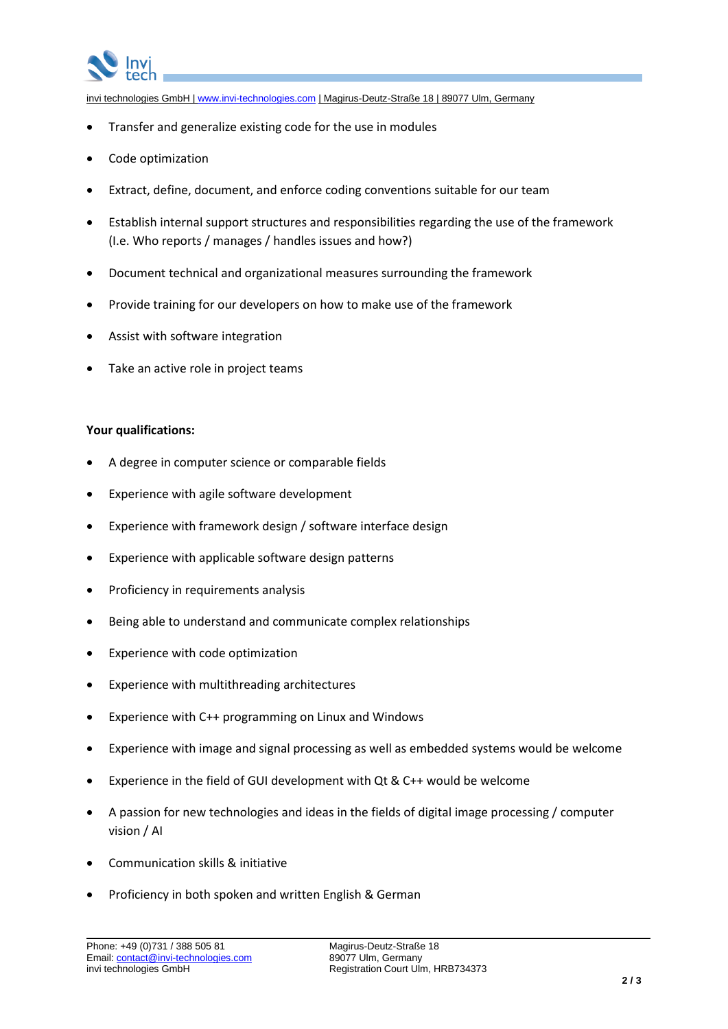- Transfer and generalize existing code for the use in modules
- Code optimization
- Extract, define, document, and enforce coding conventions suitable for our team
- Establish internal support structures and responsibilities regarding the use of the framework (I.e. Who reports / manages / handles issues and how?)
- Document technical and organizational measures surrounding the framework
- Provide training for our developers on how to make use of the framework
- Assist with software integration
- Take an active role in project teams

**Your qualifications:**

- A degree in computer science or comparable fields
- Experience with agile software development
- Experience with framework design / software interface design
- Experience with applicable software design patterns
- Proficiency in requirements analysis
- Being able to understand and communicate complex relationships
- Experience with code optimization
- Experience with multithreading architectures
- Experience with C++ programming on Linux and Windows
- Experience with image and signal processing as well as embedded systems would be welcome
- Experience in the field of GUI development with Qt & C++ would be welcome
- A passion for new technologies and ideas in the fields of digital image processing / computer vision / AI
- Communication skills & initiative
- Proficiency in both spoken and written English & German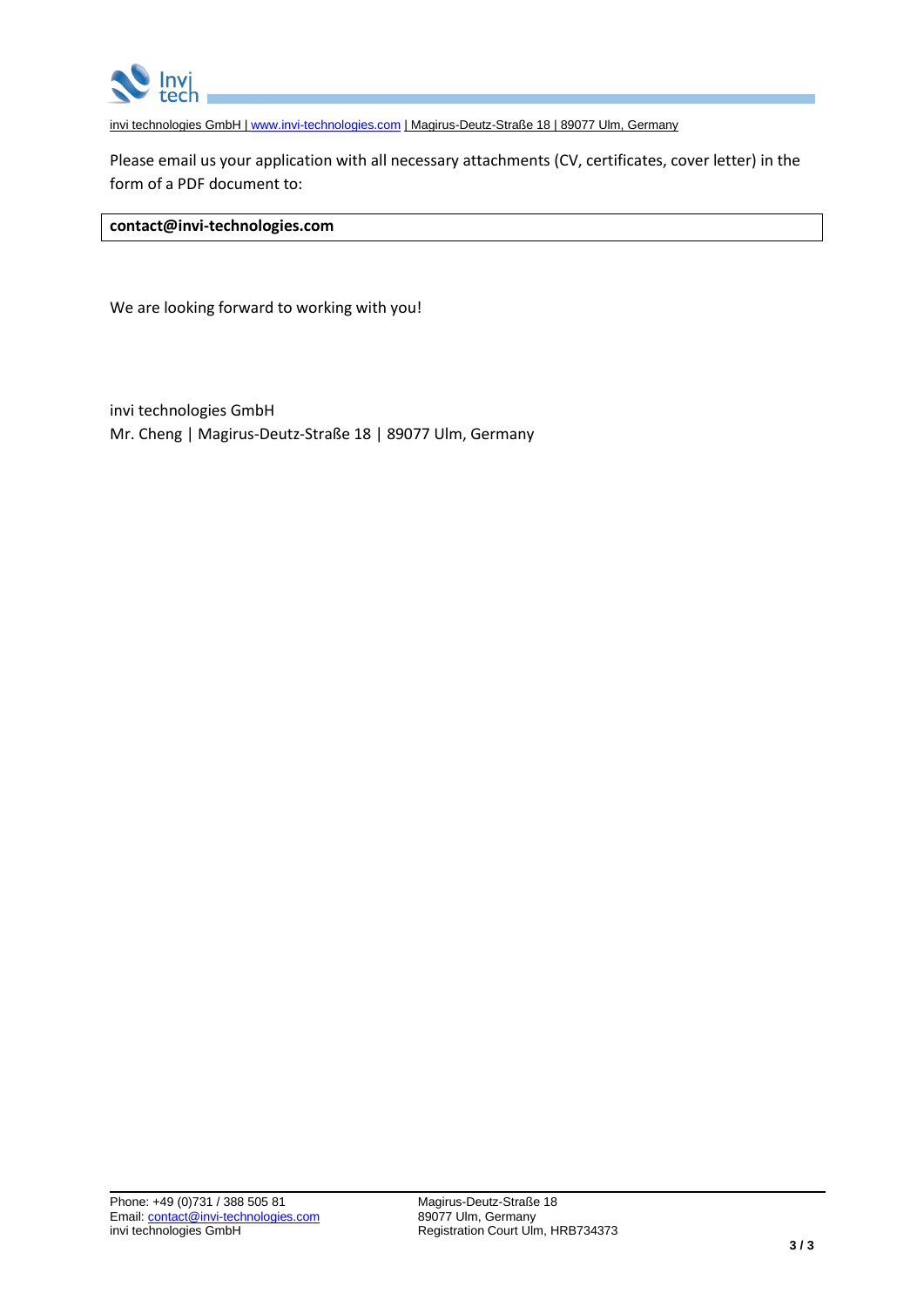Please email us your application with all necessary attachments (CV, certificates, cover letter) in the form of a PDF document to:

| |
|---|
| **contact@invi-technologies.com** |

We are looking forward to working with you!

invi technologies GmbH
Mr. Cheng | Magirus-Deutz-Straße 18 | 89077 Ulm, Germany